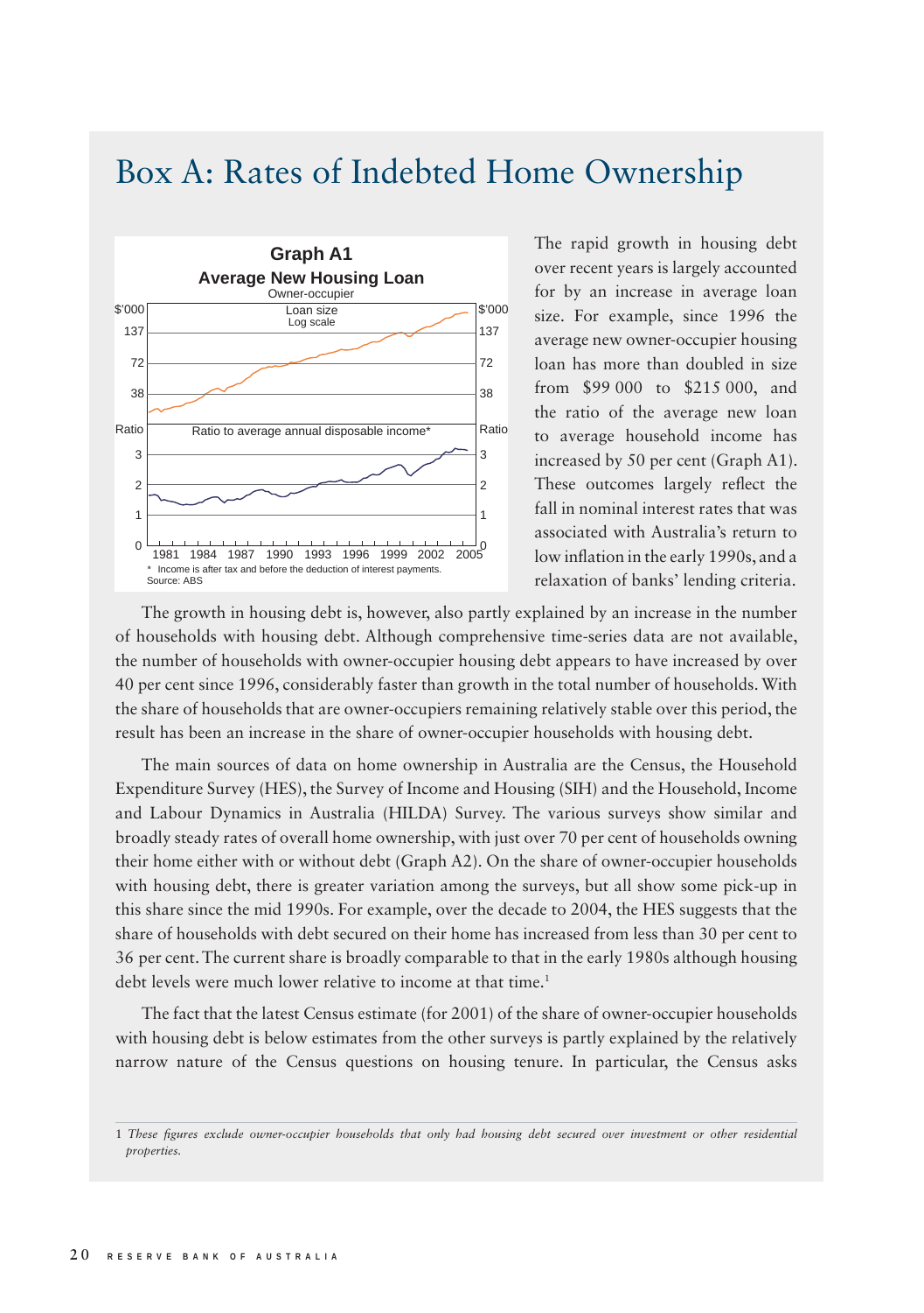# Box A: Rates of Indebted Home Ownership

**Graph A1**
**Average New Housing Loan**
Owner-occupier

\* Income is after tax and before the deduction of interest payments.
Source: ABS

The rapid growth in housing debt over recent years is largely accounted for by an increase in average loan size. For example, since 1996 the average new owner-occupier housing loan has more than doubled in size from \$99 000 to \$215 000, and the ratio of the average new loan to average household income has increased by 50 per cent (Graph A1). These outcomes largely reflect the fall in nominal interest rates that was associated with Australia's return to low inflation in the early 1990s, and a relaxation of banks' lending criteria.

The growth in housing debt is, however, also partly explained by an increase in the number of households with housing debt. Although comprehensive time-series data are not available, the number of households with owner-occupier housing debt appears to have increased by over 40 per cent since 1996, considerably faster than growth in the total number of households. With the share of households that are owner-occupiers remaining relatively stable over this period, the result has been an increase in the share of owner-occupier households with housing debt.

The main sources of data on home ownership in Australia are the Census, the Household Expenditure Survey (HES), the Survey of Income and Housing (SIH) and the Household, Income and Labour Dynamics in Australia (HILDA) Survey. The various surveys show similar and broadly steady rates of overall home ownership, with just over 70 per cent of households owning their home either with or without debt (Graph A2). On the share of owner-occupier households with housing debt, there is greater variation among the surveys, but all show some pick-up in this share since the mid 1990s. For example, over the decade to 2004, the HES suggests that the share of households with debt secured on their home has increased from less than 30 per cent to 36 per cent. The current share is broadly comparable to that in the early 1980s although housing debt levels were much lower relative to income at that time.[1]

The fact that the latest Census estimate (for 2001) of the share of owner-occupier households with housing debt is below estimates from the other surveys is partly explained by the relatively narrow nature of the Census questions on housing tenure. In particular, the Census asks

1 *These figures exclude owner-occupier households that only had housing debt secured over investment or other residential properties.*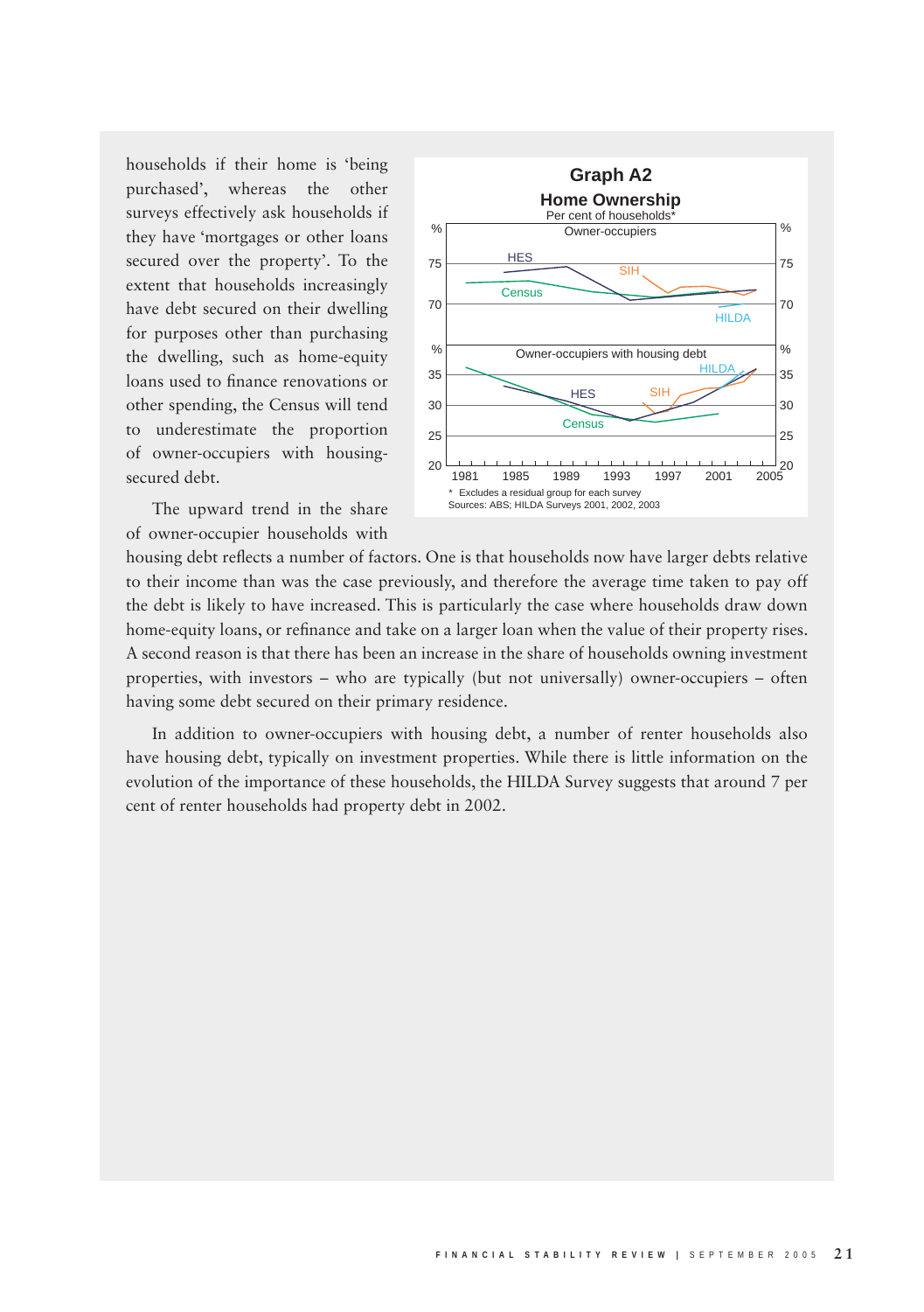households if their home is 'being purchased', whereas the other surveys effectively ask households if they have 'mortgages or other loans secured over the property'. To the extent that households increasingly have debt secured on their dwelling for purposes other than purchasing the dwelling, such as home-equity loans used to finance renovations or other spending, the Census will tend to underestimate the proportion of owner-occupiers with housing-secured debt.

**Graph A2**

**Home Ownership**

Per cent of households*

Owner-occupiers

%
75
70

HES
SIH
Census
HILDA

Owner-occupiers with housing debt

%
35
30
25
20

HILDA
HES
SIH
Census

1981 1985 1989 1993 1997 2001 2005

\* Excludes a residual group for each survey

Sources: ABS; HILDA Surveys 2001, 2002, 2003

The upward trend in the share of owner-occupier households with housing debt reflects a number of factors. One is that households now have larger debts relative to their income than was the case previously, and therefore the average time taken to pay off the debt is likely to have increased. This is particularly the case where households draw down home-equity loans, or refinance and take on a larger loan when the value of their property rises. A second reason is that there has been an increase in the share of households owning investment properties, with investors – who are typically (but not universally) owner-occupiers – often having some debt secured on their primary residence.

In addition to owner-occupiers with housing debt, a number of renter households also have housing debt, typically on investment properties. While there is little information on the evolution of the importance of these households, the HILDA Survey suggests that around 7 per cent of renter households had property debt in 2002.